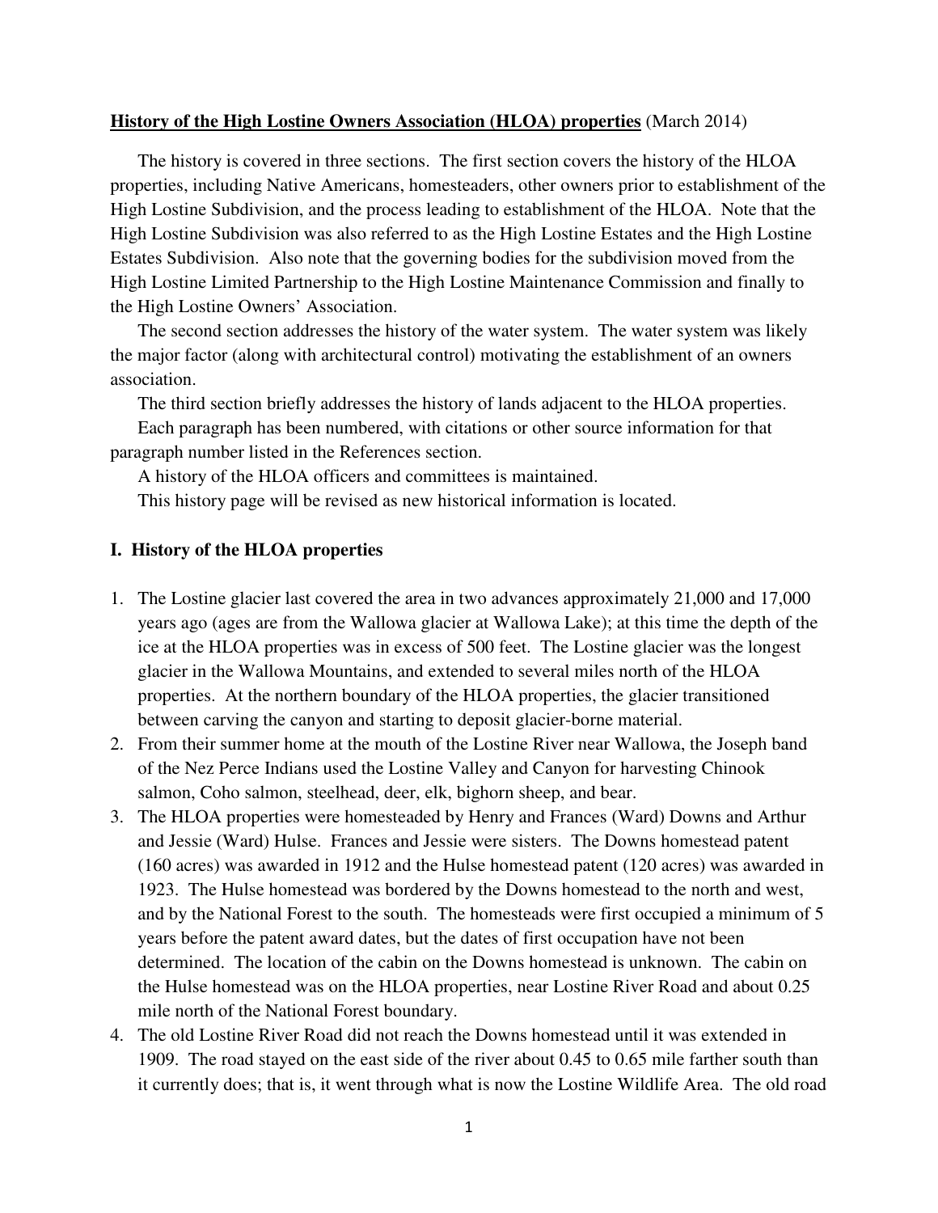**History of the High Lostine Owners Association (HLOA) properties** (March 2014)

The history is covered in three sections. The first section covers the history of the HLOA properties, including Native Americans, homesteaders, other owners prior to establishment of the High Lostine Subdivision, and the process leading to establishment of the HLOA. Note that the High Lostine Subdivision was also referred to as the High Lostine Estates and the High Lostine Estates Subdivision. Also note that the governing bodies for the subdivision moved from the High Lostine Limited Partnership to the High Lostine Maintenance Commission and finally to the High Lostine Owners' Association.

The second section addresses the history of the water system. The water system was likely the major factor (along with architectural control) motivating the establishment of an owners association.

The third section briefly addresses the history of lands adjacent to the HLOA properties.

Each paragraph has been numbered, with citations or other source information for that paragraph number listed in the References section.

A history of the HLOA officers and committees is maintained.

This history page will be revised as new historical information is located.

## I. History of the HLOA properties

1. The Lostine glacier last covered the area in two advances approximately 21,000 and 17,000 years ago (ages are from the Wallowa glacier at Wallowa Lake); at this time the depth of the ice at the HLOA properties was in excess of 500 feet. The Lostine glacier was the longest glacier in the Wallowa Mountains, and extended to several miles north of the HLOA properties. At the northern boundary of the HLOA properties, the glacier transitioned between carving the canyon and starting to deposit glacier-borne material.
2. From their summer home at the mouth of the Lostine River near Wallowa, the Joseph band of the Nez Perce Indians used the Lostine Valley and Canyon for harvesting Chinook salmon, Coho salmon, steelhead, deer, elk, bighorn sheep, and bear.
3. The HLOA properties were homesteaded by Henry and Frances (Ward) Downs and Arthur and Jessie (Ward) Hulse. Frances and Jessie were sisters. The Downs homestead patent (160 acres) was awarded in 1912 and the Hulse homestead patent (120 acres) was awarded in 1923. The Hulse homestead was bordered by the Downs homestead to the north and west, and by the National Forest to the south. The homesteads were first occupied a minimum of 5 years before the patent award dates, but the dates of first occupation have not been determined. The location of the cabin on the Downs homestead is unknown. The cabin on the Hulse homestead was on the HLOA properties, near Lostine River Road and about 0.25 mile north of the National Forest boundary.
4. The old Lostine River Road did not reach the Downs homestead until it was extended in 1909. The road stayed on the east side of the river about 0.45 to 0.65 mile farther south than it currently does; that is, it went through what is now the Lostine Wildlife Area. The old road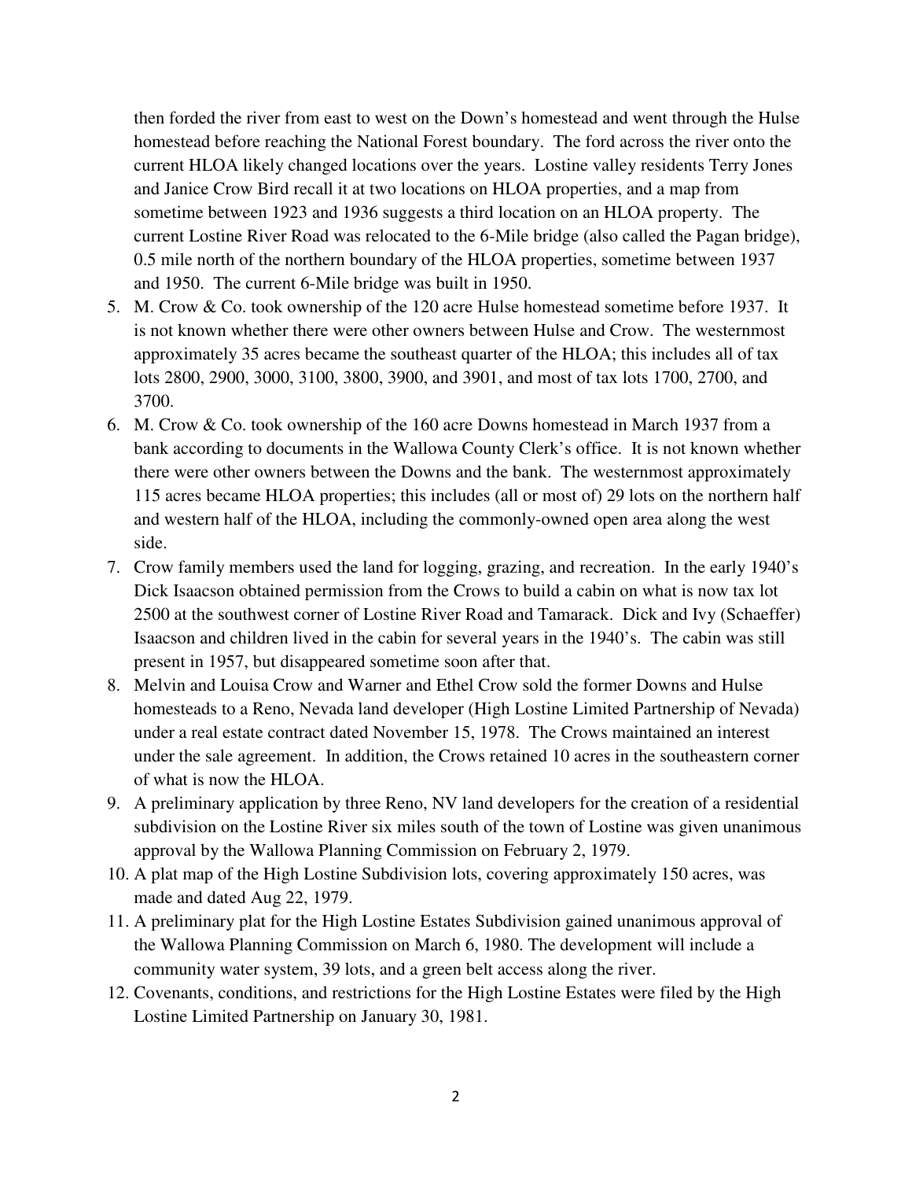then forded the river from east to west on the Down's homestead and went through the Hulse homestead before reaching the National Forest boundary. The ford across the river onto the current HLOA likely changed locations over the years. Lostine valley residents Terry Jones and Janice Crow Bird recall it at two locations on HLOA properties, and a map from sometime between 1923 and 1936 suggests a third location on an HLOA property. The current Lostine River Road was relocated to the 6-Mile bridge (also called the Pagan bridge), 0.5 mile north of the northern boundary of the HLOA properties, sometime between 1937 and 1950. The current 6-Mile bridge was built in 1950.

5. M. Crow & Co. took ownership of the 120 acre Hulse homestead sometime before 1937. It is not known whether there were other owners between Hulse and Crow. The westernmost approximately 35 acres became the southeast quarter of the HLOA; this includes all of tax lots 2800, 2900, 3000, 3100, 3800, 3900, and 3901, and most of tax lots 1700, 2700, and 3700.
6. M. Crow & Co. took ownership of the 160 acre Downs homestead in March 1937 from a bank according to documents in the Wallowa County Clerk's office. It is not known whether there were other owners between the Downs and the bank. The westernmost approximately 115 acres became HLOA properties; this includes (all or most of) 29 lots on the northern half and western half of the HLOA, including the commonly-owned open area along the west side.
7. Crow family members used the land for logging, grazing, and recreation. In the early 1940's Dick Isaacson obtained permission from the Crows to build a cabin on what is now tax lot 2500 at the southwest corner of Lostine River Road and Tamarack. Dick and Ivy (Schaeffer) Isaacson and children lived in the cabin for several years in the 1940's. The cabin was still present in 1957, but disappeared sometime soon after that.
8. Melvin and Louisa Crow and Warner and Ethel Crow sold the former Downs and Hulse homesteads to a Reno, Nevada land developer (High Lostine Limited Partnership of Nevada) under a real estate contract dated November 15, 1978. The Crows maintained an interest under the sale agreement. In addition, the Crows retained 10 acres in the southeastern corner of what is now the HLOA.
9. A preliminary application by three Reno, NV land developers for the creation of a residential subdivision on the Lostine River six miles south of the town of Lostine was given unanimous approval by the Wallowa Planning Commission on February 2, 1979.
10. A plat map of the High Lostine Subdivision lots, covering approximately 150 acres, was made and dated Aug 22, 1979.
11. A preliminary plat for the High Lostine Estates Subdivision gained unanimous approval of the Wallowa Planning Commission on March 6, 1980. The development will include a community water system, 39 lots, and a green belt access along the river.
12. Covenants, conditions, and restrictions for the High Lostine Estates were filed by the High Lostine Limited Partnership on January 30, 1981.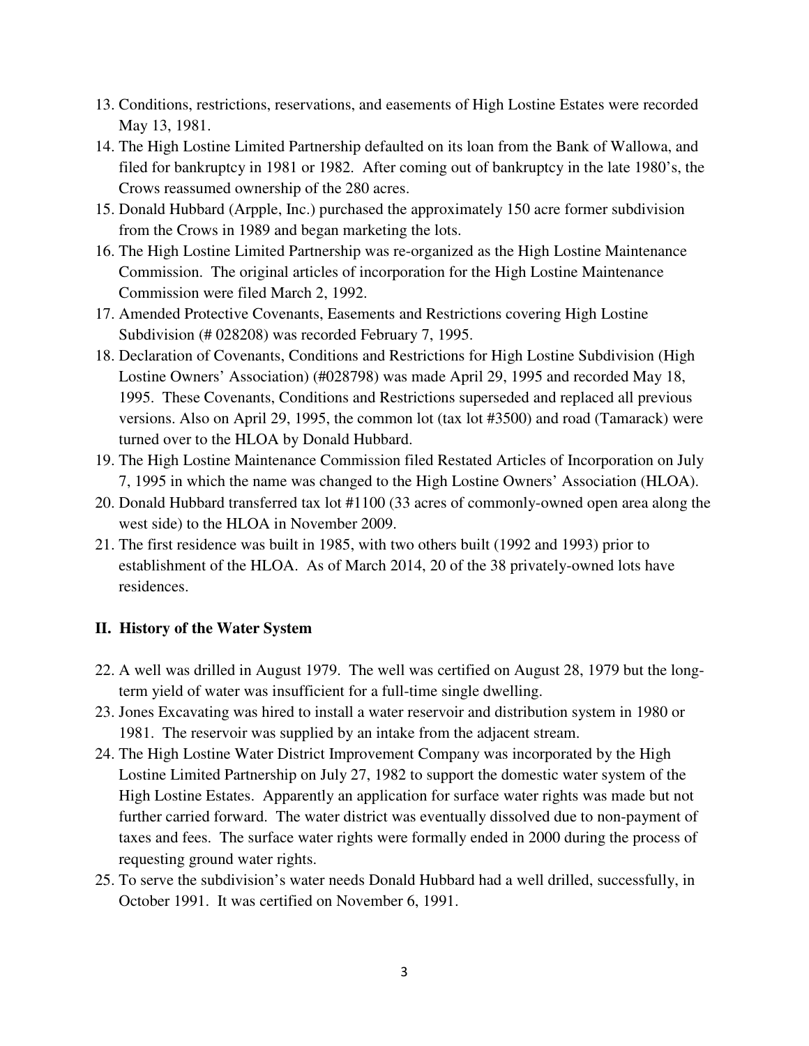13. Conditions, restrictions, reservations, and easements of High Lostine Estates were recorded May 13, 1981.
14. The High Lostine Limited Partnership defaulted on its loan from the Bank of Wallowa, and filed for bankruptcy in 1981 or 1982. After coming out of bankruptcy in the late 1980's, the Crows reassumed ownership of the 280 acres.
15. Donald Hubbard (Arpple, Inc.) purchased the approximately 150 acre former subdivision from the Crows in 1989 and began marketing the lots.
16. The High Lostine Limited Partnership was re-organized as the High Lostine Maintenance Commission. The original articles of incorporation for the High Lostine Maintenance Commission were filed March 2, 1992.
17. Amended Protective Covenants, Easements and Restrictions covering High Lostine Subdivision (# 028208) was recorded February 7, 1995.
18. Declaration of Covenants, Conditions and Restrictions for High Lostine Subdivision (High Lostine Owners' Association) (#028798) was made April 29, 1995 and recorded May 18, 1995. These Covenants, Conditions and Restrictions superseded and replaced all previous versions. Also on April 29, 1995, the common lot (tax lot #3500) and road (Tamarack) were turned over to the HLOA by Donald Hubbard.
19. The High Lostine Maintenance Commission filed Restated Articles of Incorporation on July 7, 1995 in which the name was changed to the High Lostine Owners' Association (HLOA).
20. Donald Hubbard transferred tax lot #1100 (33 acres of commonly-owned open area along the west side) to the HLOA in November 2009.
21. The first residence was built in 1985, with two others built (1992 and 1993) prior to establishment of the HLOA. As of March 2014, 20 of the 38 privately-owned lots have residences.

## II. History of the Water System

22. A well was drilled in August 1979. The well was certified on August 28, 1979 but the long-term yield of water was insufficient for a full-time single dwelling.
23. Jones Excavating was hired to install a water reservoir and distribution system in 1980 or 1981. The reservoir was supplied by an intake from the adjacent stream.
24. The High Lostine Water District Improvement Company was incorporated by the High Lostine Limited Partnership on July 27, 1982 to support the domestic water system of the High Lostine Estates. Apparently an application for surface water rights was made but not further carried forward. The water district was eventually dissolved due to non-payment of taxes and fees. The surface water rights were formally ended in 2000 during the process of requesting ground water rights.
25. To serve the subdivision's water needs Donald Hubbard had a well drilled, successfully, in October 1991. It was certified on November 6, 1991.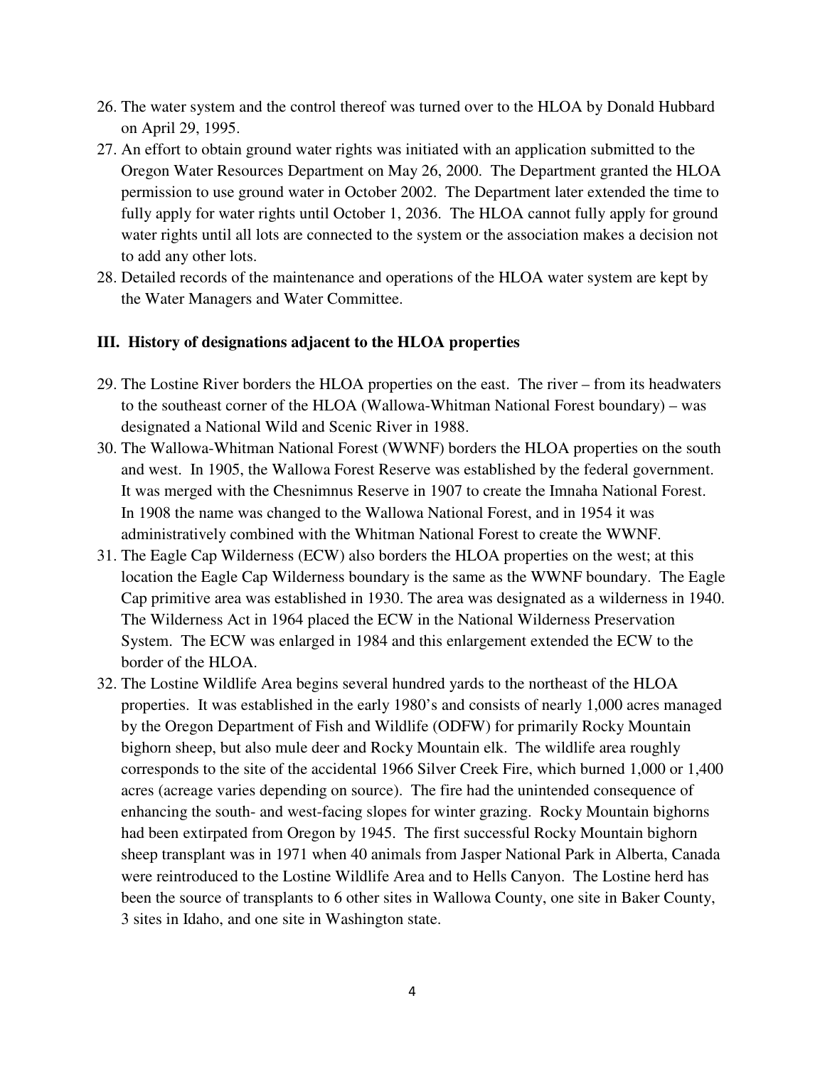26. The water system and the control thereof was turned over to the HLOA by Donald Hubbard on April 29, 1995.
27. An effort to obtain ground water rights was initiated with an application submitted to the Oregon Water Resources Department on May 26, 2000. The Department granted the HLOA permission to use ground water in October 2002. The Department later extended the time to fully apply for water rights until October 1, 2036. The HLOA cannot fully apply for ground water rights until all lots are connected to the system or the association makes a decision not to add any other lots.
28. Detailed records of the maintenance and operations of the HLOA water system are kept by the Water Managers and Water Committee.

### III. History of designations adjacent to the HLOA properties

29. The Lostine River borders the HLOA properties on the east. The river – from its headwaters to the southeast corner of the HLOA (Wallowa-Whitman National Forest boundary) – was designated a National Wild and Scenic River in 1988.
30. The Wallowa-Whitman National Forest (WWNF) borders the HLOA properties on the south and west. In 1905, the Wallowa Forest Reserve was established by the federal government. It was merged with the Chesnimnus Reserve in 1907 to create the Imnaha National Forest. In 1908 the name was changed to the Wallowa National Forest, and in 1954 it was administratively combined with the Whitman National Forest to create the WWNF.
31. The Eagle Cap Wilderness (ECW) also borders the HLOA properties on the west; at this location the Eagle Cap Wilderness boundary is the same as the WWNF boundary. The Eagle Cap primitive area was established in 1930. The area was designated as a wilderness in 1940. The Wilderness Act in 1964 placed the ECW in the National Wilderness Preservation System. The ECW was enlarged in 1984 and this enlargement extended the ECW to the border of the HLOA.
32. The Lostine Wildlife Area begins several hundred yards to the northeast of the HLOA properties. It was established in the early 1980's and consists of nearly 1,000 acres managed by the Oregon Department of Fish and Wildlife (ODFW) for primarily Rocky Mountain bighorn sheep, but also mule deer and Rocky Mountain elk. The wildlife area roughly corresponds to the site of the accidental 1966 Silver Creek Fire, which burned 1,000 or 1,400 acres (acreage varies depending on source). The fire had the unintended consequence of enhancing the south- and west-facing slopes for winter grazing. Rocky Mountain bighorns had been extirpated from Oregon by 1945. The first successful Rocky Mountain bighorn sheep transplant was in 1971 when 40 animals from Jasper National Park in Alberta, Canada were reintroduced to the Lostine Wildlife Area and to Hells Canyon. The Lostine herd has been the source of transplants to 6 other sites in Wallowa County, one site in Baker County, 3 sites in Idaho, and one site in Washington state.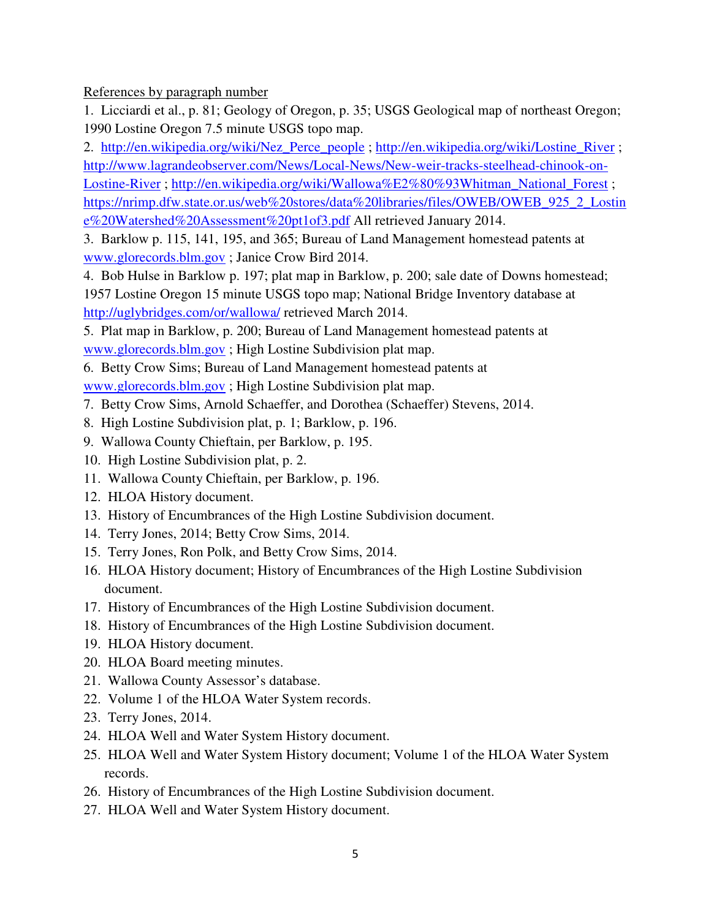References by paragraph number

1. Licciardi et al., p. 81; Geology of Oregon, p. 35; USGS Geological map of northeast Oregon; 1990 Lostine Oregon 7.5 minute USGS topo map.
2. http://en.wikipedia.org/wiki/Nez_Perce_people ; http://en.wikipedia.org/wiki/Lostine_River ; http://www.lagrandeobserver.com/News/Local-News/New-weir-tracks-steelhead-chinook-on-Lostine-River ; http://en.wikipedia.org/wiki/Wallowa%E2%80%93Whitman_National_Forest ; https://nrimp.dfw.state.or.us/web%20stores/data%20libraries/files/OWEB/OWEB_925_2_Lostine%20Watershed%20Assessment%20pt1of3.pdf All retrieved January 2014.
3. Barklow p. 115, 141, 195, and 365; Bureau of Land Management homestead patents at www.glorecords.blm.gov ; Janice Crow Bird 2014.
4. Bob Hulse in Barklow p. 197; plat map in Barklow, p. 200; sale date of Downs homestead; 1957 Lostine Oregon 15 minute USGS topo map; National Bridge Inventory database at http://uglybridges.com/or/wallowa/ retrieved March 2014.
5. Plat map in Barklow, p. 200; Bureau of Land Management homestead patents at www.glorecords.blm.gov ; High Lostine Subdivision plat map.
6. Betty Crow Sims; Bureau of Land Management homestead patents at www.glorecords.blm.gov ; High Lostine Subdivision plat map.
7. Betty Crow Sims, Arnold Schaeffer, and Dorothea (Schaeffer) Stevens, 2014.
8. High Lostine Subdivision plat, p. 1; Barklow, p. 196.
9. Wallowa County Chieftain, per Barklow, p. 195.
10. High Lostine Subdivision plat, p. 2.
11. Wallowa County Chieftain, per Barklow, p. 196.
12. HLOA History document.
13. History of Encumbrances of the High Lostine Subdivision document.
14. Terry Jones, 2014; Betty Crow Sims, 2014.
15. Terry Jones, Ron Polk, and Betty Crow Sims, 2014.
16. HLOA History document; History of Encumbrances of the High Lostine Subdivision document.
17. History of Encumbrances of the High Lostine Subdivision document.
18. History of Encumbrances of the High Lostine Subdivision document.
19. HLOA History document.
20. HLOA Board meeting minutes.
21. Wallowa County Assessor's database.
22. Volume 1 of the HLOA Water System records.
23. Terry Jones, 2014.
24. HLOA Well and Water System History document.
25. HLOA Well and Water System History document; Volume 1 of the HLOA Water System records.
26. History of Encumbrances of the High Lostine Subdivision document.
27. HLOA Well and Water System History document.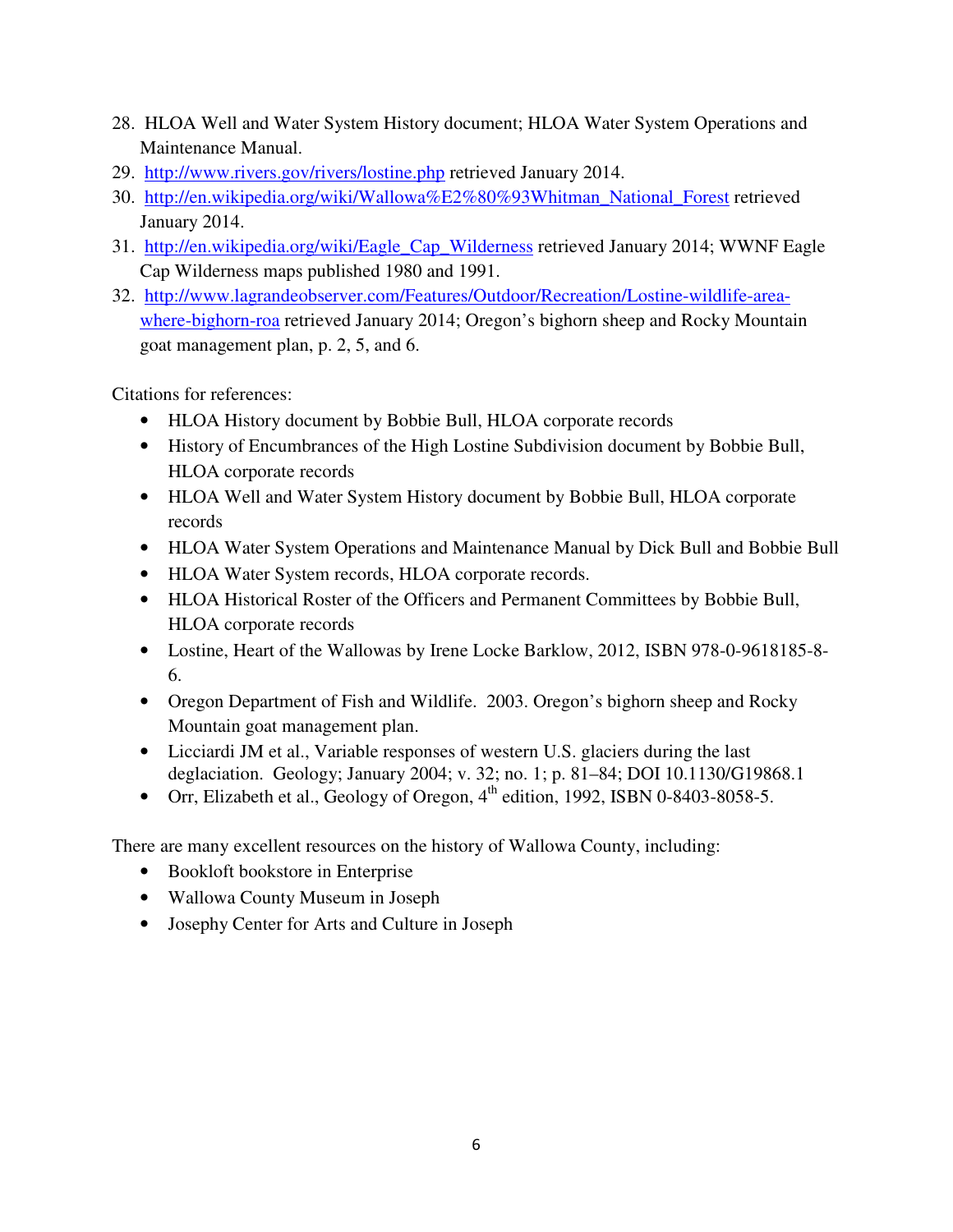28. HLOA Well and Water System History document; HLOA Water System Operations and Maintenance Manual.
29. http://www.rivers.gov/rivers/lostine.php retrieved January 2014.
30. http://en.wikipedia.org/wiki/Wallowa%E2%80%93Whitman_National_Forest retrieved January 2014.
31. http://en.wikipedia.org/wiki/Eagle_Cap_Wilderness retrieved January 2014; WWNF Eagle Cap Wilderness maps published 1980 and 1991.
32. http://www.lagrandeobserver.com/Features/Outdoor/Recreation/Lostine-wildlife-area-where-bighorn-roa retrieved January 2014; Oregon's bighorn sheep and Rocky Mountain goat management plan, p. 2, 5, and 6.

Citations for references:

- HLOA History document by Bobbie Bull, HLOA corporate records
- History of Encumbrances of the High Lostine Subdivision document by Bobbie Bull, HLOA corporate records
- HLOA Well and Water System History document by Bobbie Bull, HLOA corporate records
- HLOA Water System Operations and Maintenance Manual by Dick Bull and Bobbie Bull
- HLOA Water System records, HLOA corporate records.
- HLOA Historical Roster of the Officers and Permanent Committees by Bobbie Bull, HLOA corporate records
- Lostine, Heart of the Wallowas by Irene Locke Barklow, 2012, ISBN 978-0-9618185-8-6.
- Oregon Department of Fish and Wildlife. 2003. Oregon's bighorn sheep and Rocky Mountain goat management plan.
- Licciardi JM et al., Variable responses of western U.S. glaciers during the last deglaciation. Geology; January 2004; v. 32; no. 1; p. 81–84; DOI 10.1130/G19868.1
- Orr, Elizabeth et al., Geology of Oregon, 4th edition, 1992, ISBN 0-8403-8058-5.

There are many excellent resources on the history of Wallowa County, including:

- Bookloft bookstore in Enterprise
- Wallowa County Museum in Joseph
- Josephy Center for Arts and Culture in Joseph